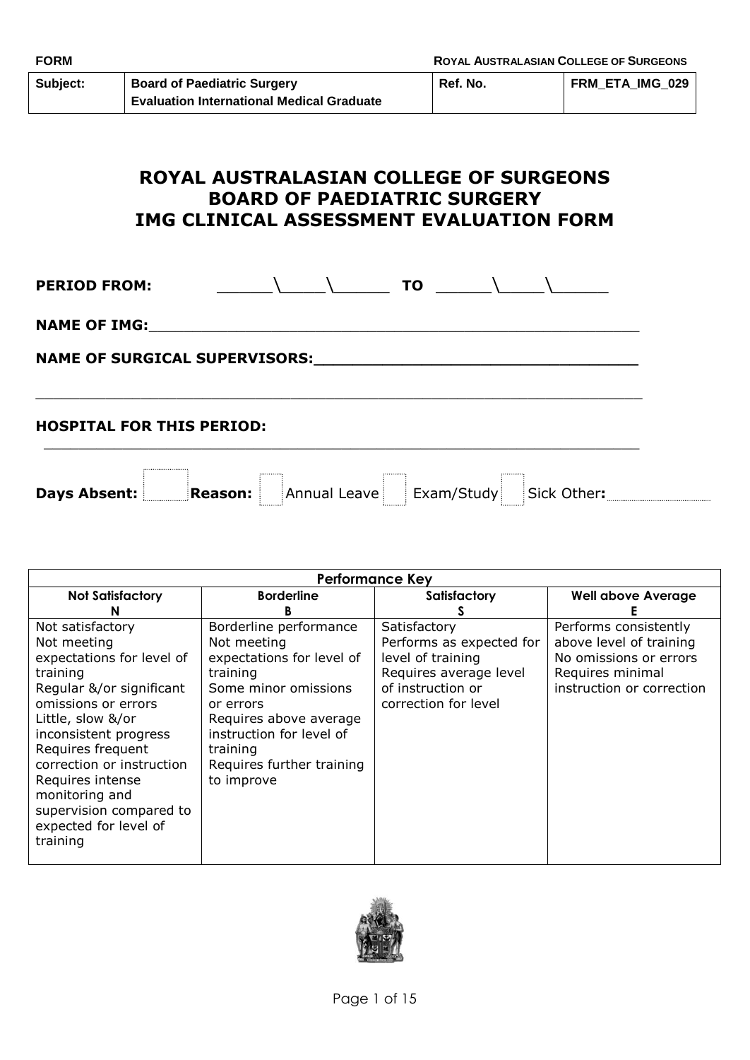| FORM | | ROYAL AUSTRALASIAN COLLEGE OF SURGEONS | |
|---|---|---|---|
| Subject: | Board of Paediatric Surgery Evaluation International Medical Graduate | Ref. No. | FRM_ETA_IMG_029 |

# ROYAL AUSTRALASIAN COLLEGE OF SURGEONS BOARD OF PAEDIATRIC SURGERY IMG CLINICAL ASSESSMENT EVALUATION FORM

**PERIOD FROM:** ______\_____\______ **TO** ______\_____\______

**NAME OF IMG:**________________________________________________________

**NAME OF SURGICAL SUPERVISORS:**_________________________________

________________________________________________________________________

**HOSPITAL FOR THIS PERIOD:**

________________________________________________________________________

**Days Absent:** ☐ **Reason:** ☐ Annual Leave ☐ Exam/Study ☐ Sick Other**:**________________

| Performance Key | | | |
|---|---|---|---|
| **Not Satisfactory N** | **Borderline B** | **Satisfactory S** | **Well above Average E** |
| Not satisfactory<br>Not meeting expectations for level of training<br>Regular &/or significant omissions or errors<br>Little, slow &/or inconsistent progress<br>Requires frequent correction or instruction<br>Requires intense monitoring and supervision compared to expected for level of training | Borderline performance<br>Not meeting expectations for level of training<br>Some minor omissions or errors<br>Requires above average instruction for level of training<br>Requires further training to improve | Satisfactory<br>Performs as expected for level of training<br>Requires average level of instruction or correction for level | Performs consistently above level of training<br>No omissions or errors<br>Requires minimal instruction or correction |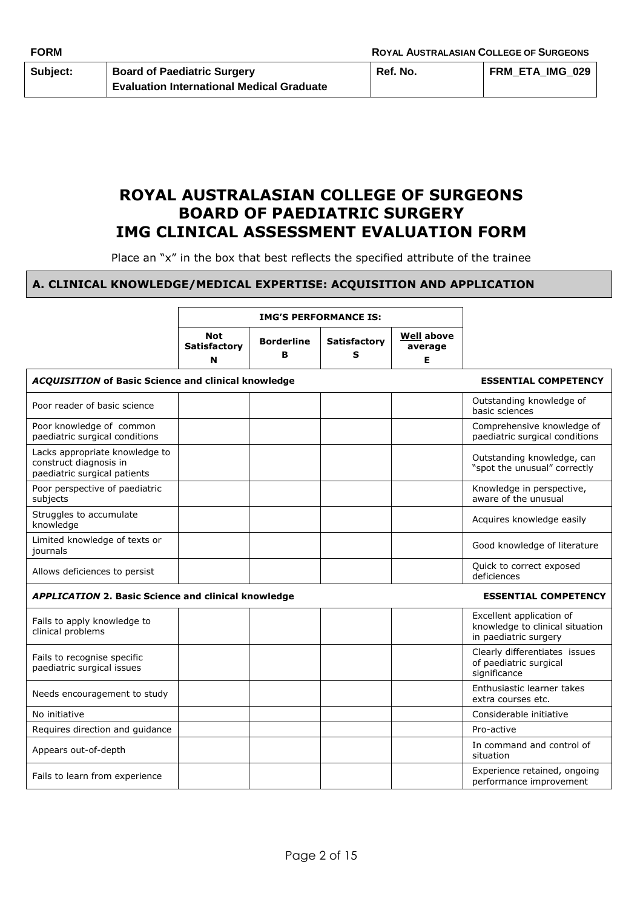| FORM | | ROYAL AUSTRALASIAN COLLEGE OF SURGEONS | |
|---|---|---|---|
| Subject: | Board of Paediatric Surgery<br>Evaluation International Medical Graduate | Ref. No. | FRM_ETA_IMG_029 |

# ROYAL AUSTRALASIAN COLLEGE OF SURGEONS
# BOARD OF PAEDIATRIC SURGERY
# IMG CLINICAL ASSESSMENT EVALUATION FORM

Place an "x" in the box that best reflects the specified attribute of the trainee

## A. CLINICAL KNOWLEDGE/MEDICAL EXPERTISE: ACQUISITION AND APPLICATION

| | IMG'S PERFORMANCE IS: | | | | |
|---|---|---|---|---|---|
| | **Not Satisfactory N** | **Borderline B** | **Satisfactory S** | **Well above average E** | |
| ***ACQUISITION* of Basic Science and clinical knowledge** | | | | | **ESSENTIAL COMPETENCY** |
| Poor reader of basic science | | | | | Outstanding knowledge of basic sciences |
| Poor knowledge of common paediatric surgical conditions | | | | | Comprehensive knowledge of paediatric surgical conditions |
| Lacks appropriate knowledge to construct diagnosis in paediatric surgical patients | | | | | Outstanding knowledge, can "spot the unusual" correctly |
| Poor perspective of paediatric subjects | | | | | Knowledge in perspective, aware of the unusual |
| Struggles to accumulate knowledge | | | | | Acquires knowledge easily |
| Limited knowledge of texts or journals | | | | | Good knowledge of literature |
| Allows deficiences to persist | | | | | Quick to correct exposed deficiences |
| ***APPLICATION* 2. Basic Science and clinical knowledge** | | | | | **ESSENTIAL COMPETENCY** |
| Fails to apply knowledge to clinical problems | | | | | Excellent application of knowledge to clinical situation in paediatric surgery |
| Fails to recognise specific paediatric surgical issues | | | | | Clearly differentiates issues of paediatric surgical significance |
| Needs encouragement to study | | | | | Enthusiastic learner takes extra courses etc. |
| No initiative | | | | | Considerable initiative |
| Requires direction and guidance | | | | | Pro-active |
| Appears out-of-depth | | | | | In command and control of situation |
| Fails to learn from experience | | | | | Experience retained, ongoing performance improvement |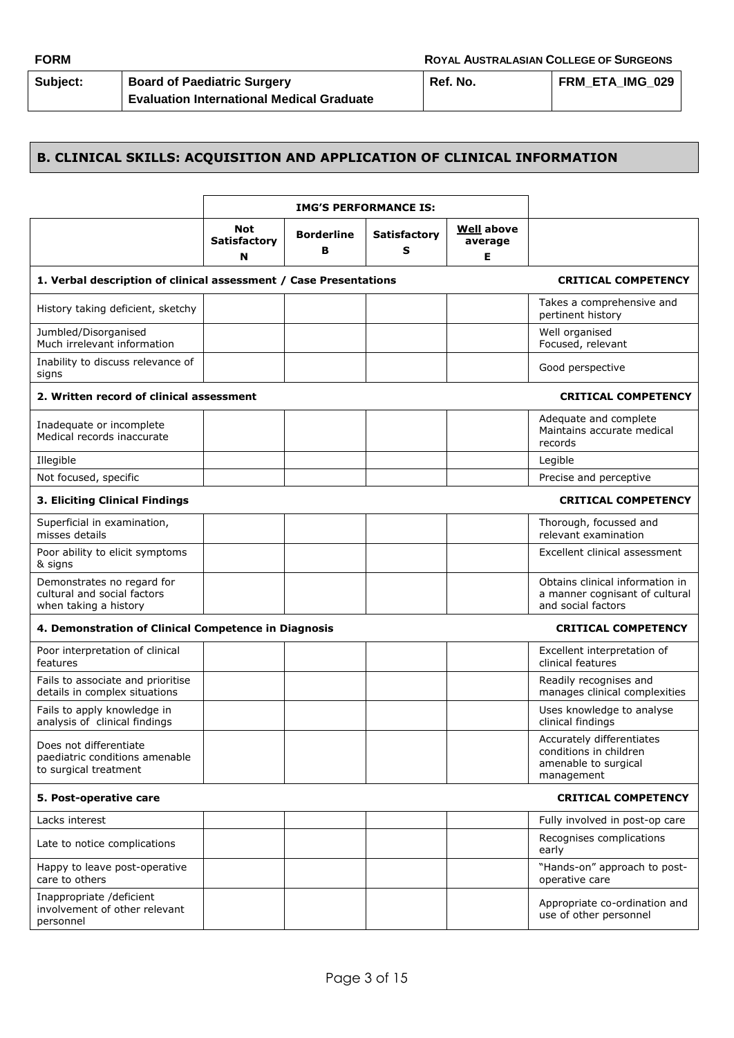| FORM | | ROYAL AUSTRALASIAN COLLEGE OF SURGEONS | |
|---|---|---|---|
| Subject: | Board of Paediatric Surgery<br>Evaluation International Medical Graduate | Ref. No. | FRM_ETA_IMG_029 |

## B. CLINICAL SKILLS: ACQUISITION AND APPLICATION OF CLINICAL INFORMATION

| | IMG'S PERFORMANCE IS: | | | | |
|---|---|---|---|---|---|
| | **Not Satisfactory N** | **Borderline B** | **Satisfactory S** | **Well above average E** | |
| **1. Verbal description of clinical assessment / Case Presentations** | | | | | **CRITICAL COMPETENCY** |
| History taking deficient, sketchy | | | | | Takes a comprehensive and pertinent history |
| Jumbled/Disorganised<br>Much irrelevant information | | | | | Well organised<br>Focused, relevant |
| Inability to discuss relevance of signs | | | | | Good perspective |
| **2. Written record of clinical assessment** | | | | | **CRITICAL COMPETENCY** |
| Inadequate or incomplete<br>Medical records inaccurate | | | | | Adequate and complete<br>Maintains accurate medical records |
| Illegible | | | | | Legible |
| Not focused, specific | | | | | Precise and perceptive |
| **3. Eliciting Clinical Findings** | | | | | **CRITICAL COMPETENCY** |
| Superficial in examination, misses details | | | | | Thorough, focussed and relevant examination |
| Poor ability to elicit symptoms & signs | | | | | Excellent clinical assessment |
| Demonstrates no regard for cultural and social factors when taking a history | | | | | Obtains clinical information in a manner cognisant of cultural and social factors |
| **4. Demonstration of Clinical Competence in Diagnosis** | | | | | **CRITICAL COMPETENCY** |
| Poor interpretation of clinical features | | | | | Excellent interpretation of clinical features |
| Fails to associate and prioritise details in complex situations | | | | | Readily recognises and manages clinical complexities |
| Fails to apply knowledge in analysis of clinical findings | | | | | Uses knowledge to analyse clinical findings |
| Does not differentiate paediatric conditions amenable to surgical treatment | | | | | Accurately differentiates conditions in children amenable to surgical management |
| **5. Post-operative care** | | | | | **CRITICAL COMPETENCY** |
| Lacks interest | | | | | Fully involved in post-op care |
| Late to notice complications | | | | | Recognises complications early |
| Happy to leave post-operative care to others | | | | | "Hands-on" approach to post-operative care |
| Inappropriate /deficient involvement of other relevant personnel | | | | | Appropriate co-ordination and use of other personnel |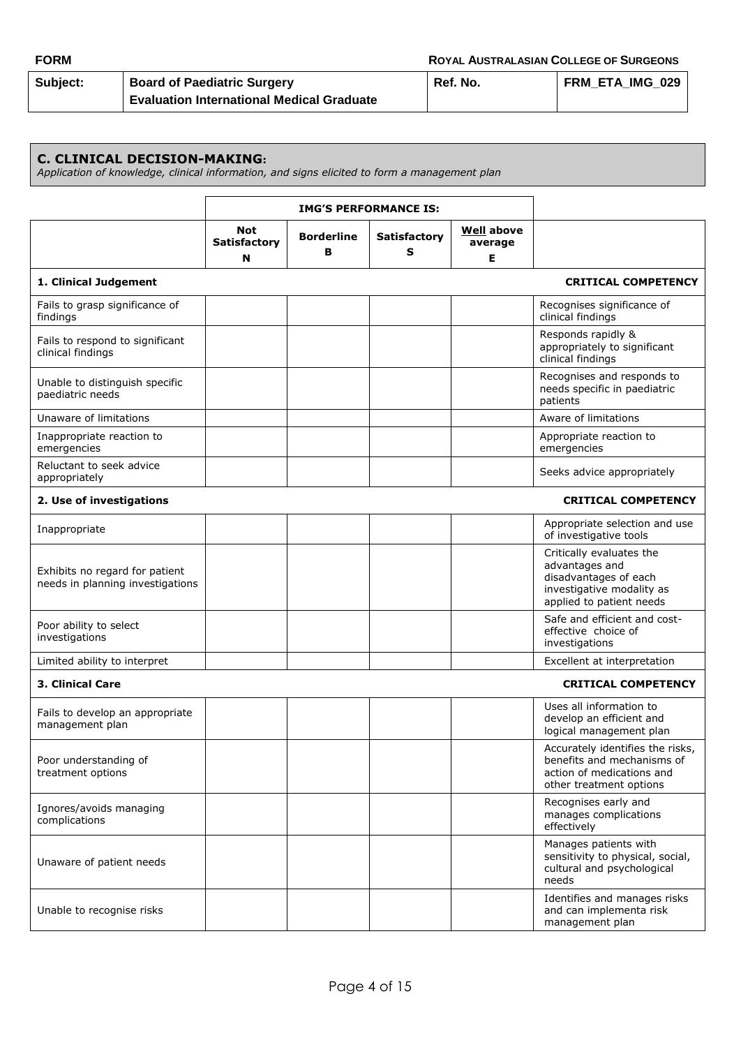| Subject: | Board of Paediatric Surgery<br>Evaluation International Medical Graduate | Ref. No. | FRM_ETA_IMG_029 |
|---|---|---|---|

## C. CLINICAL DECISION-MAKING:

*Application of knowledge, clinical information, and signs elicited to form a management plan*

| | IMG'S PERFORMANCE IS: | | | | |
|---|---|---|---|---|---|
| | **Not Satisfactory N** | **Borderline B** | **Satisfactory S** | **Well above average E** | |
| **1. Clinical Judgement** | | | | | **CRITICAL COMPETENCY** |
| Fails to grasp significance of findings | | | | | Recognises significance of clinical findings |
| Fails to respond to significant clinical findings | | | | | Responds rapidly & appropriately to significant clinical findings |
| Unable to distinguish specific paediatric needs | | | | | Recognises and responds to needs specific in paediatric patients |
| Unaware of limitations | | | | | Aware of limitations |
| Inappropriate reaction to emergencies | | | | | Appropriate reaction to emergencies |
| Reluctant to seek advice appropriately | | | | | Seeks advice appropriately |
| **2. Use of investigations** | | | | | **CRITICAL COMPETENCY** |
| Inappropriate | | | | | Appropriate selection and use of investigative tools |
| Exhibits no regard for patient needs in planning investigations | | | | | Critically evaluates the advantages and disadvantages of each investigative modality as applied to patient needs |
| Poor ability to select investigations | | | | | Safe and efficient and cost-effective choice of investigations |
| Limited ability to interpret | | | | | Excellent at interpretation |
| **3. Clinical Care** | | | | | **CRITICAL COMPETENCY** |
| Fails to develop an appropriate management plan | | | | | Uses all information to develop an efficient and logical management plan |
| Poor understanding of treatment options | | | | | Accurately identifies the risks, benefits and mechanisms of action of medications and other treatment options |
| Ignores/avoids managing complications | | | | | Recognises early and manages complications effectively |
| Unaware of patient needs | | | | | Manages patients with sensitivity to physical, social, cultural and psychological needs |
| Unable to recognise risks | | | | | Identifies and manages risks and can implementa risk management plan |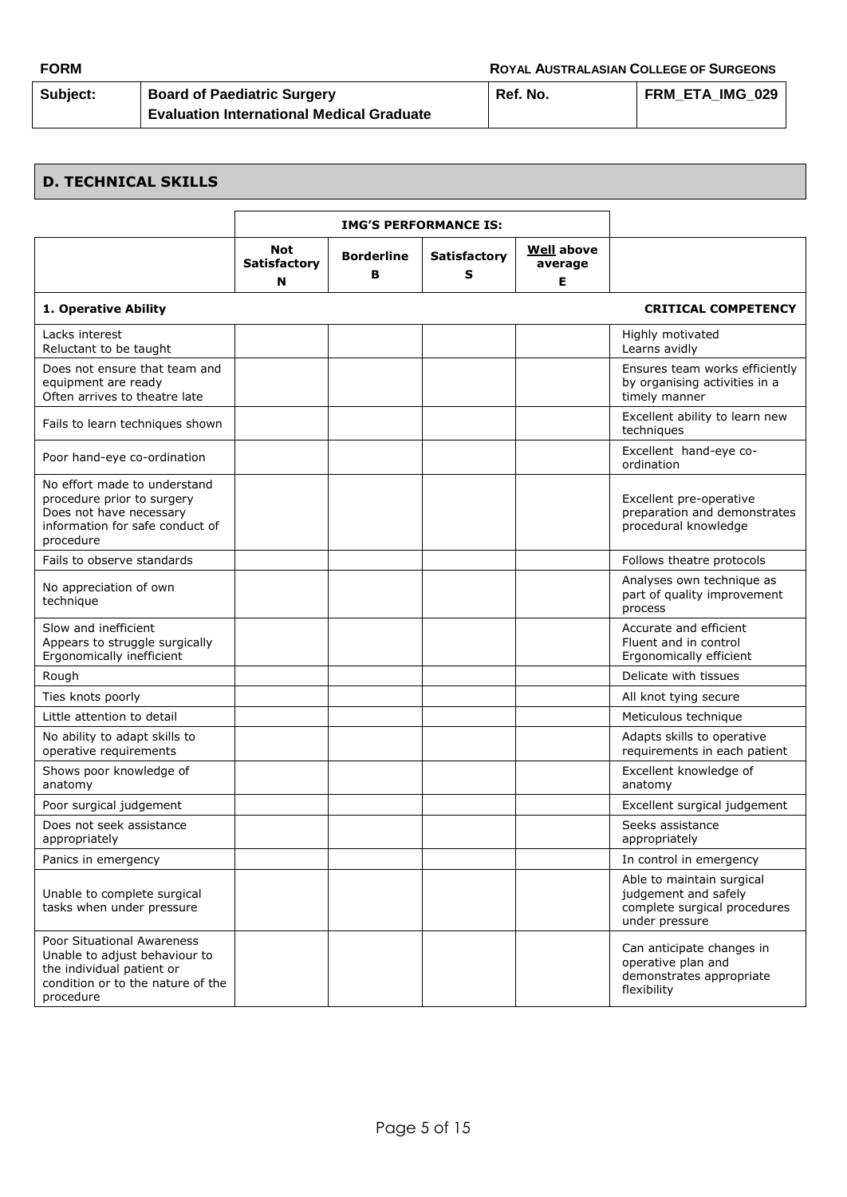| FORM | | ROYAL AUSTRALASIAN COLLEGE OF SURGEONS | |
|---|---|---|---|
| **Subject:** | **Board of Paediatric Surgery Evaluation International Medical Graduate** | **Ref. No.** | **FRM_ETA_IMG_029** |

## D. TECHNICAL SKILLS

| | IMG'S PERFORMANCE IS: | | | | |
|---|---|---|---|---|---|
| | **Not Satisfactory N** | **Borderline B** | **Satisfactory S** | **Well above average E** | |
| **1. Operative Ability** | | | | | **CRITICAL COMPETENCY** |
| Lacks interest<br>Reluctant to be taught | | | | | Highly motivated<br>Learns avidly |
| Does not ensure that team and equipment are ready<br>Often arrives to theatre late | | | | | Ensures team works efficiently by organising activities in a timely manner |
| Fails to learn techniques shown | | | | | Excellent ability to learn new techniques |
| Poor hand-eye co-ordination | | | | | Excellent hand-eye co-ordination |
| No effort made to understand procedure prior to surgery<br>Does not have necessary information for safe conduct of procedure | | | | | Excellent pre-operative preparation and demonstrates procedural knowledge |
| Fails to observe standards | | | | | Follows theatre protocols |
| No appreciation of own technique | | | | | Analyses own technique as part of quality improvement process |
| Slow and inefficient<br>Appears to struggle surgically<br>Ergonomically inefficient | | | | | Accurate and efficient<br>Fluent and in control<br>Ergonomically efficient |
| Rough | | | | | Delicate with tissues |
| Ties knots poorly | | | | | All knot tying secure |
| Little attention to detail | | | | | Meticulous technique |
| No ability to adapt skills to operative requirements | | | | | Adapts skills to operative requirements in each patient |
| Shows poor knowledge of anatomy | | | | | Excellent knowledge of anatomy |
| Poor surgical judgement | | | | | Excellent surgical judgement |
| Does not seek assistance appropriately | | | | | Seeks assistance appropriately |
| Panics in emergency | | | | | In control in emergency |
| Unable to complete surgical tasks when under pressure | | | | | Able to maintain surgical judgement and safely complete surgical procedures under pressure |
| Poor Situational Awareness<br>Unable to adjust behaviour to the individual patient or condition or to the nature of the procedure | | | | | Can anticipate changes in operative plan and demonstrates appropriate flexibility |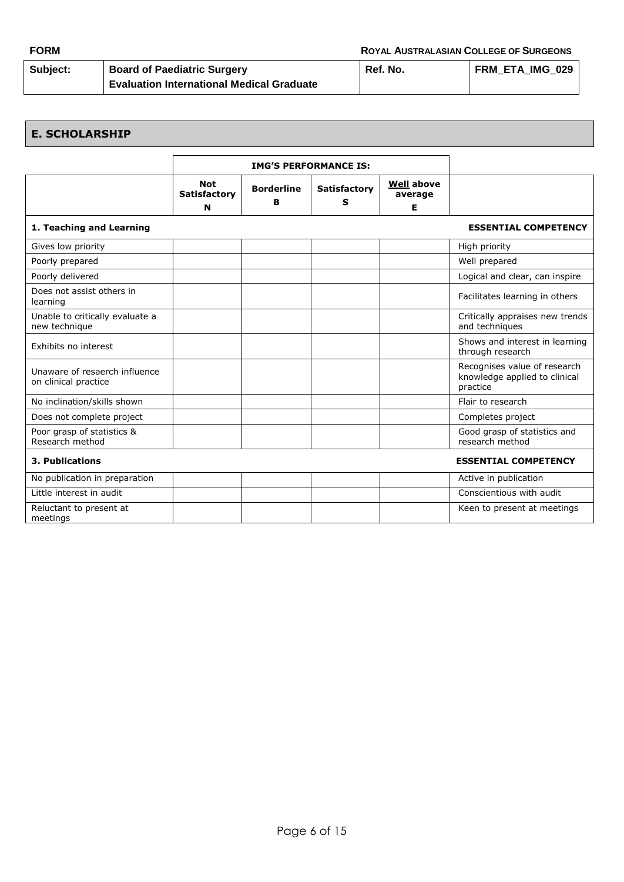| FORM | | ROYAL AUSTRALASIAN COLLEGE OF SURGEONS | |
|---|---|---|---|
| Subject: | Board of Paediatric Surgery<br>Evaluation International Medical Graduate | Ref. No. | FRM_ETA_IMG_029 |

## E. SCHOLARSHIP

| | IMG'S PERFORMANCE IS: | | | | |
|---|---|---|---|---|---|
| | Not Satisfactory<br>N | Borderline<br>B | Satisfactory<br>S | Well above average<br>E | |
| **1. Teaching and Learning** | | | | | **ESSENTIAL COMPETENCY** |
| Gives low priority | | | | | High priority |
| Poorly prepared | | | | | Well prepared |
| Poorly delivered | | | | | Logical and clear, can inspire |
| Does not assist others in learning | | | | | Facilitates learning in others |
| Unable to critically evaluate a new technique | | | | | Critically appraises new trends and techniques |
| Exhibits no interest | | | | | Shows and interest in learning through research |
| Unaware of resaerch influence on clinical practice | | | | | Recognises value of research knowledge applied to clinical practice |
| No inclination/skills shown | | | | | Flair to research |
| Does not complete project | | | | | Completes project |
| Poor grasp of statistics & Research method | | | | | Good grasp of statistics and research method |
| **3. Publications** | | | | | **ESSENTIAL COMPETENCY** |
| No publication in preparation | | | | | Active in publication |
| Little interest in audit | | | | | Conscientious with audit |
| Reluctant to present at meetings | | | | | Keen to present at meetings |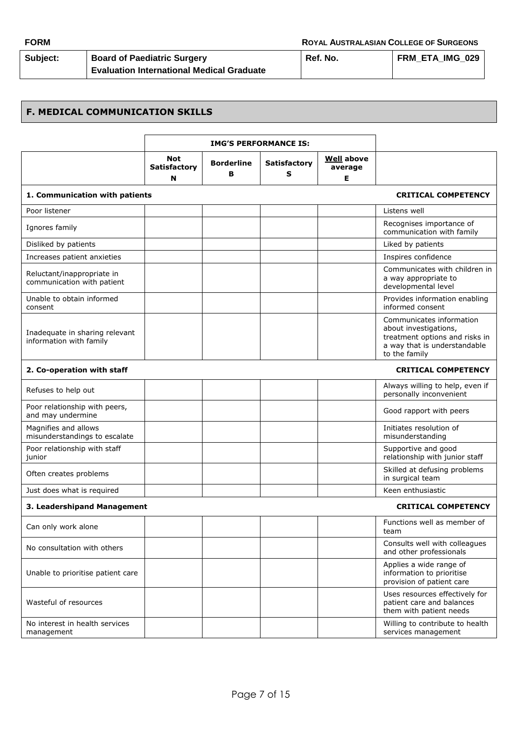| FORM | | ROYAL AUSTRALASIAN COLLEGE OF SURGEONS | |
|---|---|---|---|
| Subject: | Board of Paediatric Surgery<br>Evaluation International Medical Graduate | Ref. No. | FRM_ETA_IMG_029 |

## F. MEDICAL COMMUNICATION SKILLS

| | IMG'S PERFORMANCE IS: | | | | |
|---|---|---|---|---|---|
| | Not Satisfactory<br>N | Borderline<br>B | Satisfactory<br>S | Well above average<br>E | |
| **1. Communication with patients** | | | | | **CRITICAL COMPETENCY** |
| Poor listener | | | | | Listens well |
| Ignores family | | | | | Recognises importance of communication with family |
| Disliked by patients | | | | | Liked by patients |
| Increases patient anxieties | | | | | Inspires confidence |
| Reluctant/inappropriate in communication with patient | | | | | Communicates with children in a way appropriate to developmental level |
| Unable to obtain informed consent | | | | | Provides information enabling informed consent |
| Inadequate in sharing relevant information with family | | | | | Communicates information about investigations, treatment options and risks in a way that is understandable to the family |
| **2. Co-operation with staff** | | | | | **CRITICAL COMPETENCY** |
| Refuses to help out | | | | | Always willing to help, even if personally inconvenient |
| Poor relationship with peers, and may undermine | | | | | Good rapport with peers |
| Magnifies and allows misunderstandings to escalate | | | | | Initiates resolution of misunderstanding |
| Poor relationship with staff junior | | | | | Supportive and good relationship with junior staff |
| Often creates problems | | | | | Skilled at defusing problems in surgical team |
| Just does what is required | | | | | Keen enthusiastic |
| **3. Leadershipand Management** | | | | | **CRITICAL COMPETENCY** |
| Can only work alone | | | | | Functions well as member of team |
| No consultation with others | | | | | Consults well with colleagues and other professionals |
| Unable to prioritise patient care | | | | | Applies a wide range of information to prioritise provision of patient care |
| Wasteful of resources | | | | | Uses resources effectively for patient care and balances them with patient needs |
| No interest in health services management | | | | | Willing to contribute to health services management |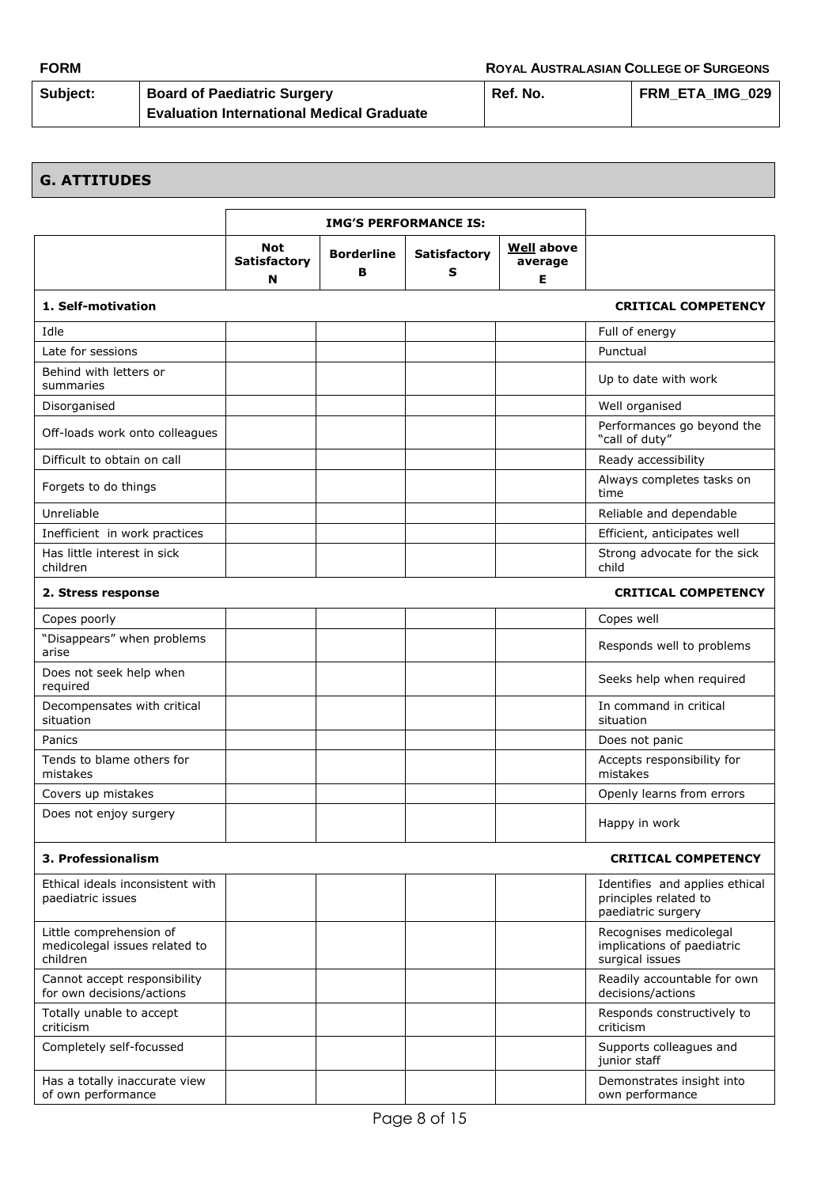| FORM | | ROYAL AUSTRALASIAN COLLEGE OF SURGEONS | |
|---|---|---|---|
| Subject: | Board of Paediatric Surgery<br>Evaluation International Medical Graduate | Ref. No. | FRM_ETA_IMG_029 |

## G. ATTITUDES

| | IMG'S PERFORMANCE IS: | | | | |
|---|---|---|---|---|---|
| | Not Satisfactory N | Borderline B | Satisfactory S | Well above average E | |
| **1. Self-motivation** | | | | | **CRITICAL COMPETENCY** |
| Idle | | | | | Full of energy |
| Late for sessions | | | | | Punctual |
| Behind with letters or summaries | | | | | Up to date with work |
| Disorganised | | | | | Well organised |
| Off-loads work onto colleagues | | | | | Performances go beyond the "call of duty" |
| Difficult to obtain on call | | | | | Ready accessibility |
| Forgets to do things | | | | | Always completes tasks on time |
| Unreliable | | | | | Reliable and dependable |
| Inefficient in work practices | | | | | Efficient, anticipates well |
| Has little interest in sick children | | | | | Strong advocate for the sick child |
| **2. Stress response** | | | | | **CRITICAL COMPETENCY** |
| Copes poorly | | | | | Copes well |
| "Disappears" when problems arise | | | | | Responds well to problems |
| Does not seek help when required | | | | | Seeks help when required |
| Decompensates with critical situation | | | | | In command in critical situation |
| Panics | | | | | Does not panic |
| Tends to blame others for mistakes | | | | | Accepts responsibility for mistakes |
| Covers up mistakes | | | | | Openly learns from errors |
| Does not enjoy surgery | | | | | Happy in work |
| **3. Professionalism** | | | | | **CRITICAL COMPETENCY** |
| Ethical ideals inconsistent with paediatric issues | | | | | Identifies and applies ethical principles related to paediatric surgery |
| Little comprehension of medicolegal issues related to children | | | | | Recognises medicolegal implications of paediatric surgical issues |
| Cannot accept responsibility for own decisions/actions | | | | | Readily accountable for own decisions/actions |
| Totally unable to accept criticism | | | | | Responds constructively to criticism |
| Completely self-focussed | | | | | Supports colleagues and junior staff |
| Has a totally inaccurate view of own performance | | | | | Demonstrates insight into own performance |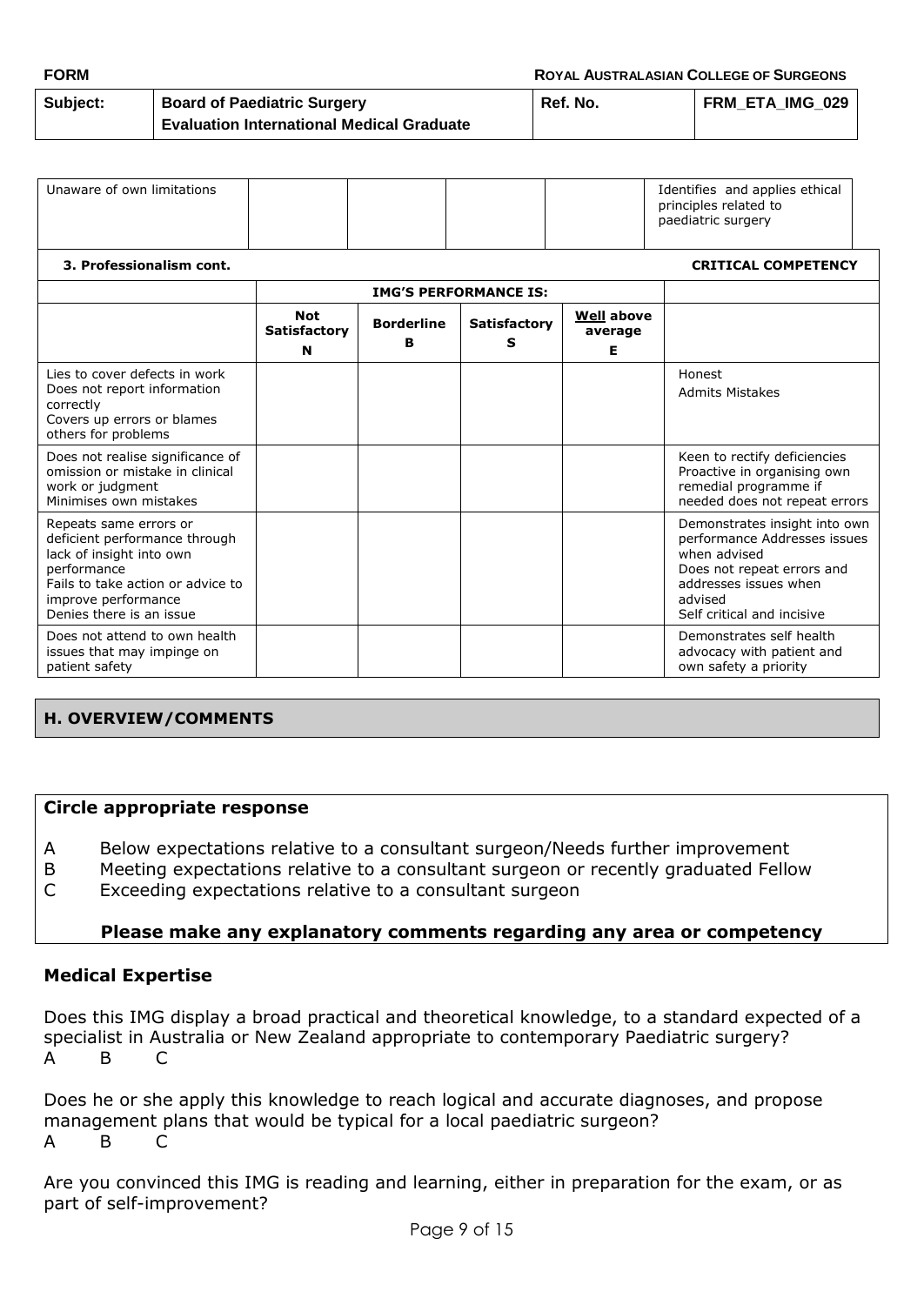| Unaware of own limitations | | | | | Identifies and applies ethical principles related to paediatric surgery |
|---|---|---|---|---|---|

**3. Professionalism cont.** **CRITICAL COMPETENCY**

| | IMG'S PERFORMANCE IS: | | | | |
|---|---|---|---|---|---|
| | **Not Satisfactory N** | **Borderline B** | **Satisfactory S** | **Well above average E** | |
| Lies to cover defects in work<br>Does not report information correctly<br>Covers up errors or blames others for problems | | | | | Honest<br>Admits Mistakes |
| Does not realise significance of omission or mistake in clinical work or judgment<br>Minimises own mistakes | | | | | Keen to rectify deficiencies<br>Proactive in organising own remedial programme if needed does not repeat errors |
| Repeats same errors or deficient performance through lack of insight into own performance<br>Fails to take action or advice to improve performance<br>Denies there is an issue | | | | | Demonstrates insight into own performance Addresses issues when advised<br>Does not repeat errors and addresses issues when advised<br>Self critical and incisive |
| Does not attend to own health issues that may impinge on patient safety | | | | | Demonstrates self health advocacy with patient and own safety a priority |

## H. OVERVIEW/COMMENTS

**Circle appropriate response**

A Below expectations relative to a consultant surgeon/Needs further improvement
B Meeting expectations relative to a consultant surgeon or recently graduated Fellow
C Exceeding expectations relative to a consultant surgeon

**Please make any explanatory comments regarding any area or competency**

### Medical Expertise

Does this IMG display a broad practical and theoretical knowledge, to a standard expected of a specialist in Australia or New Zealand appropriate to contemporary Paediatric surgery?
A B C

Does he or she apply this knowledge to reach logical and accurate diagnoses, and propose management plans that would be typical for a local paediatric surgeon?
A B C

Are you convinced this IMG is reading and learning, either in preparation for the exam, or as part of self-improvement?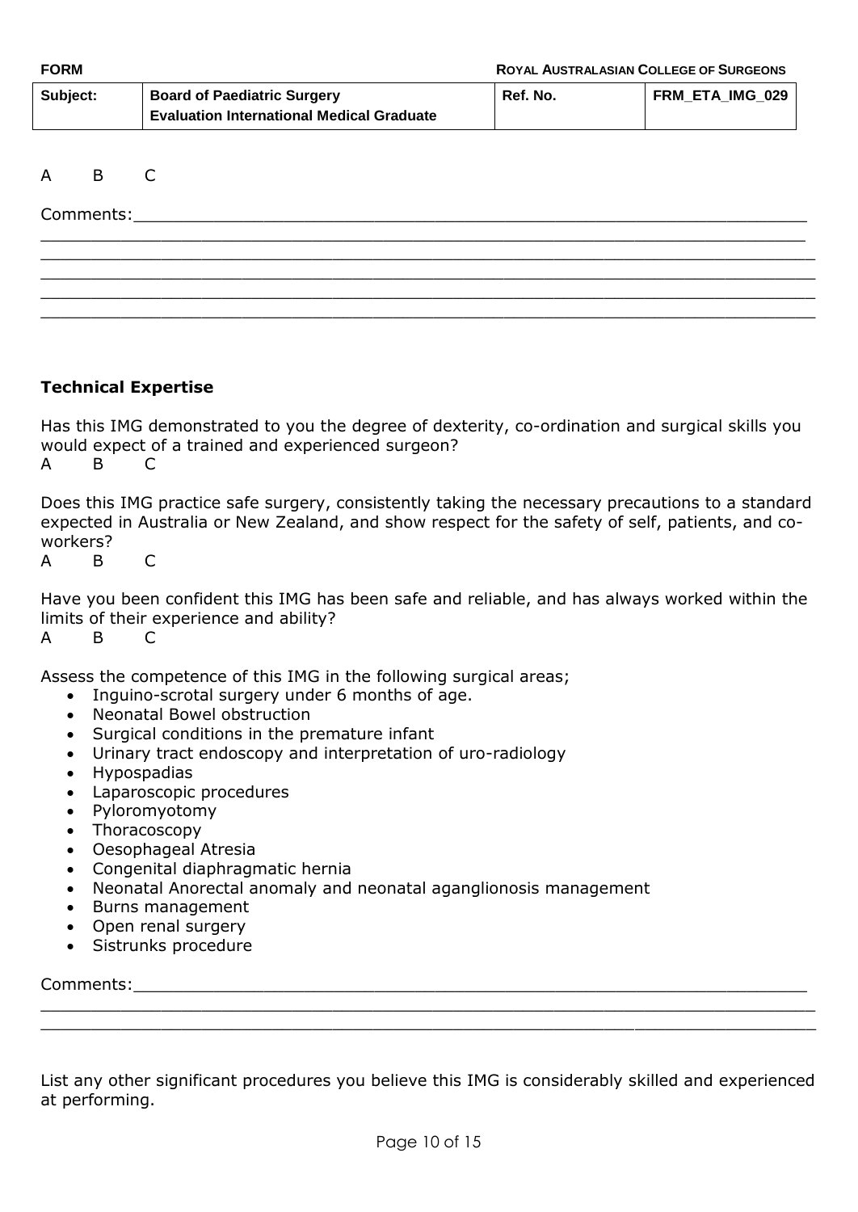A B C

Comments:_______________________________________________________________________
_______________________________________________________________________
_______________________________________________________________________
_______________________________________________________________________
_______________________________________________________________________

**Technical Expertise**

Has this IMG demonstrated to you the degree of dexterity, co-ordination and surgical skills you would expect of a trained and experienced surgeon?

A B C

Does this IMG practice safe surgery, consistently taking the necessary precautions to a standard expected in Australia or New Zealand, and show respect for the safety of self, patients, and co-workers?

A B C

Have you been confident this IMG has been safe and reliable, and has always worked within the limits of their experience and ability?

A B C

Assess the competence of this IMG in the following surgical areas;

- Inguino-scrotal surgery under 6 months of age.
- Neonatal Bowel obstruction
- Surgical conditions in the premature infant
- Urinary tract endoscopy and interpretation of uro-radiology
- Hypospadias
- Laparoscopic procedures
- Pyloromyotomy
- Thoracoscopy
- Oesophageal Atresia
- Congenital diaphragmatic hernia
- Neonatal Anorectal anomaly and neonatal aganglionosis management
- Burns management
- Open renal surgery
- Sistrunks procedure

Comments:_______________________________________________________________________
_______________________________________________________________________
_______________________________________________________________________

List any other significant procedures you believe this IMG is considerably skilled and experienced at performing.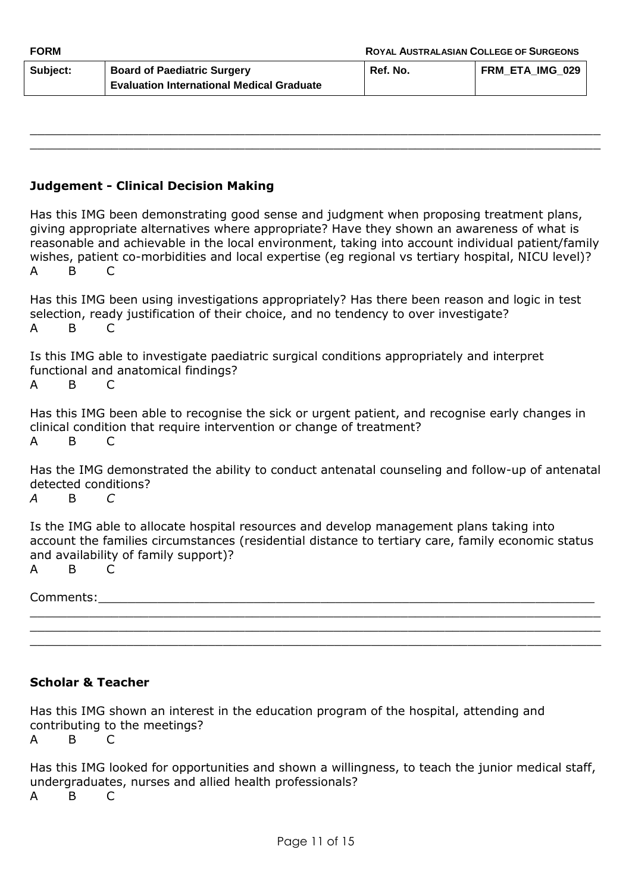## Judgement - Clinical Decision Making

Has this IMG been demonstrating good sense and judgment when proposing treatment plans, giving appropriate alternatives where appropriate? Have they shown an awareness of what is reasonable and achievable in the local environment, taking into account individual patient/family wishes, patient co-morbidities and local expertise (eg regional vs tertiary hospital, NICU level)?

A B C

Has this IMG been using investigations appropriately? Has there been reason and logic in test selection, ready justification of their choice, and no tendency to over investigate?

A B C

Is this IMG able to investigate paediatric surgical conditions appropriately and interpret functional and anatomical findings?

A B C

Has this IMG been able to recognise the sick or urgent patient, and recognise early changes in clinical condition that require intervention or change of treatment?

A B C

Has the IMG demonstrated the ability to conduct antenatal counseling and follow-up of antenatal detected conditions?

*A* B *C*

Is the IMG able to allocate hospital resources and develop management plans taking into account the families circumstances (residential distance to tertiary care, family economic status and availability of family support)?

A B C

Comments:\_\_\_\_\_\_\_\_\_\_\_\_\_\_\_\_\_\_\_\_\_\_\_\_\_\_\_\_\_\_\_\_\_\_\_\_\_\_\_\_\_\_\_\_\_\_\_\_\_\_\_\_\_\_\_\_\_\_\_\_

## Scholar & Teacher

Has this IMG shown an interest in the education program of the hospital, attending and contributing to the meetings?

A B C

Has this IMG looked for opportunities and shown a willingness, to teach the junior medical staff, undergraduates, nurses and allied health professionals?

A B C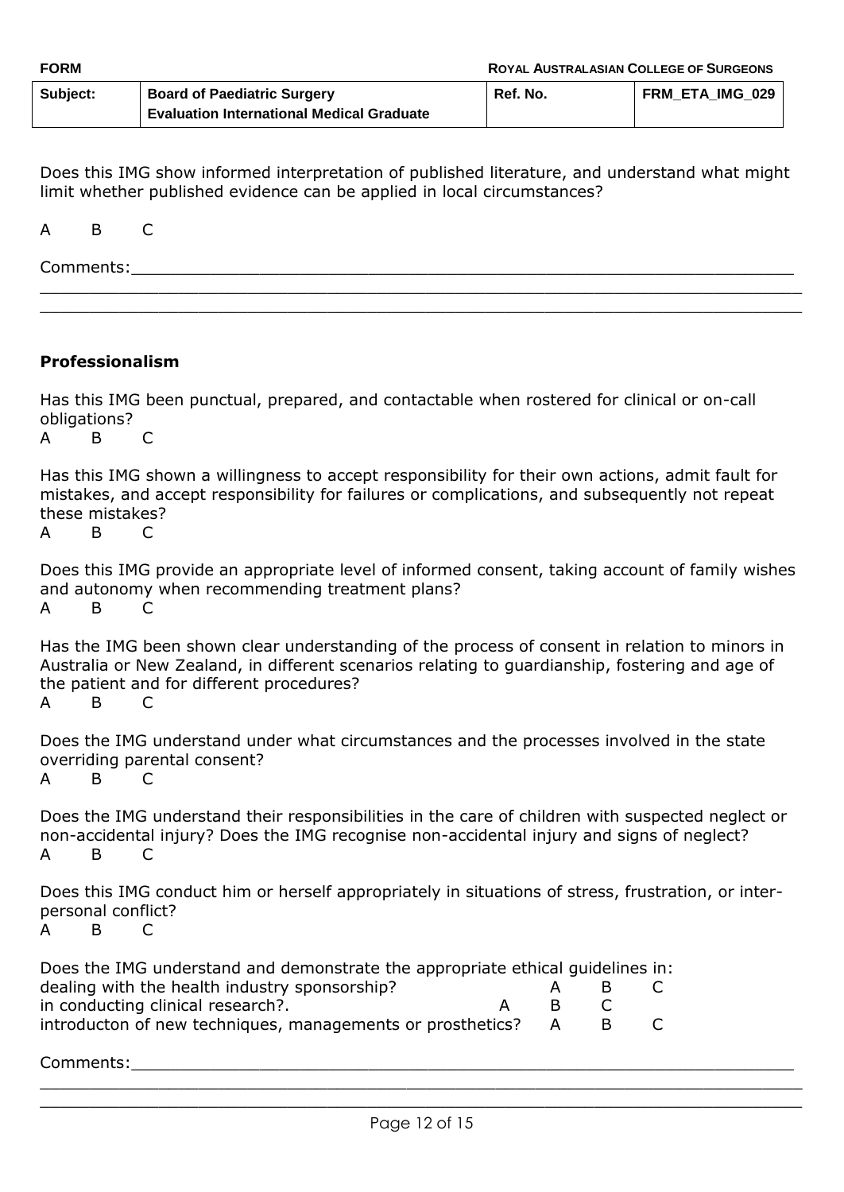| FORM | | ROYAL AUSTRALASIAN COLLEGE OF SURGEONS | |
|---|---|---|---|
| Subject: | Board of Paediatric Surgery Evaluation International Medical Graduate | Ref. No. | FRM_ETA_IMG_029 |

Does this IMG show informed interpretation of published literature, and understand what might limit whether published evidence can be applied in local circumstances?

A B C

Comments:\_\_\_\_\_\_\_\_\_\_\_\_\_\_\_\_\_\_\_\_\_\_\_\_\_\_\_\_\_\_\_\_\_\_\_\_\_\_\_\_\_\_\_\_\_\_\_\_\_\_\_\_\_\_\_\_\_\_\_\_\_\_\_\_\_\_\_\_\_\_

\_\_\_\_\_\_\_\_\_\_\_\_\_\_\_\_\_\_\_\_\_\_\_\_\_\_\_\_\_\_\_\_\_\_\_\_\_\_\_\_\_\_\_\_\_\_\_\_\_\_\_\_\_\_\_\_\_\_\_\_\_\_\_\_\_\_\_\_\_\_\_\_\_\_\_\_\_\_

\_\_\_\_\_\_\_\_\_\_\_\_\_\_\_\_\_\_\_\_\_\_\_\_\_\_\_\_\_\_\_\_\_\_\_\_\_\_\_\_\_\_\_\_\_\_\_\_\_\_\_\_\_\_\_\_\_\_\_\_\_\_\_\_\_\_\_\_\_\_\_\_\_\_\_\_\_\_

**Professionalism**

Has this IMG been punctual, prepared, and contactable when rostered for clinical or on-call obligations?
A B C

Has this IMG shown a willingness to accept responsibility for their own actions, admit fault for mistakes, and accept responsibility for failures or complications, and subsequently not repeat these mistakes?
A B C

Does this IMG provide an appropriate level of informed consent, taking account of family wishes and autonomy when recommending treatment plans?
A B C

Has the IMG been shown clear understanding of the process of consent in relation to minors in Australia or New Zealand, in different scenarios relating to guardianship, fostering and age of the patient and for different procedures?
A B C

Does the IMG understand under what circumstances and the processes involved in the state overriding parental consent?
A B C

Does the IMG understand their responsibilities in the care of children with suspected neglect or non-accidental injury? Does the IMG recognise non-accidental injury and signs of neglect?
A B C

Does this IMG conduct him or herself appropriately in situations of stress, frustration, or inter-personal conflict?
A B C

Does the IMG understand and demonstrate the appropriate ethical guidelines in:
dealing with the health industry sponsorship? A B C
in conducting clinical research?. A B C
introducton of new techniques, managements or prosthetics? A B C

Comments:\_\_\_\_\_\_\_\_\_\_\_\_\_\_\_\_\_\_\_\_\_\_\_\_\_\_\_\_\_\_\_\_\_\_\_\_\_\_\_\_\_\_\_\_\_\_\_\_\_\_\_\_\_\_\_\_\_\_\_\_\_\_\_\_\_\_\_\_\_\_

\_\_\_\_\_\_\_\_\_\_\_\_\_\_\_\_\_\_\_\_\_\_\_\_\_\_\_\_\_\_\_\_\_\_\_\_\_\_\_\_\_\_\_\_\_\_\_\_\_\_\_\_\_\_\_\_\_\_\_\_\_\_\_\_\_\_\_\_\_\_\_\_\_\_\_\_\_\_

\_\_\_\_\_\_\_\_\_\_\_\_\_\_\_\_\_\_\_\_\_\_\_\_\_\_\_\_\_\_\_\_\_\_\_\_\_\_\_\_\_\_\_\_\_\_\_\_\_\_\_\_\_\_\_\_\_\_\_\_\_\_\_\_\_\_\_\_\_\_\_\_\_\_\_\_\_\_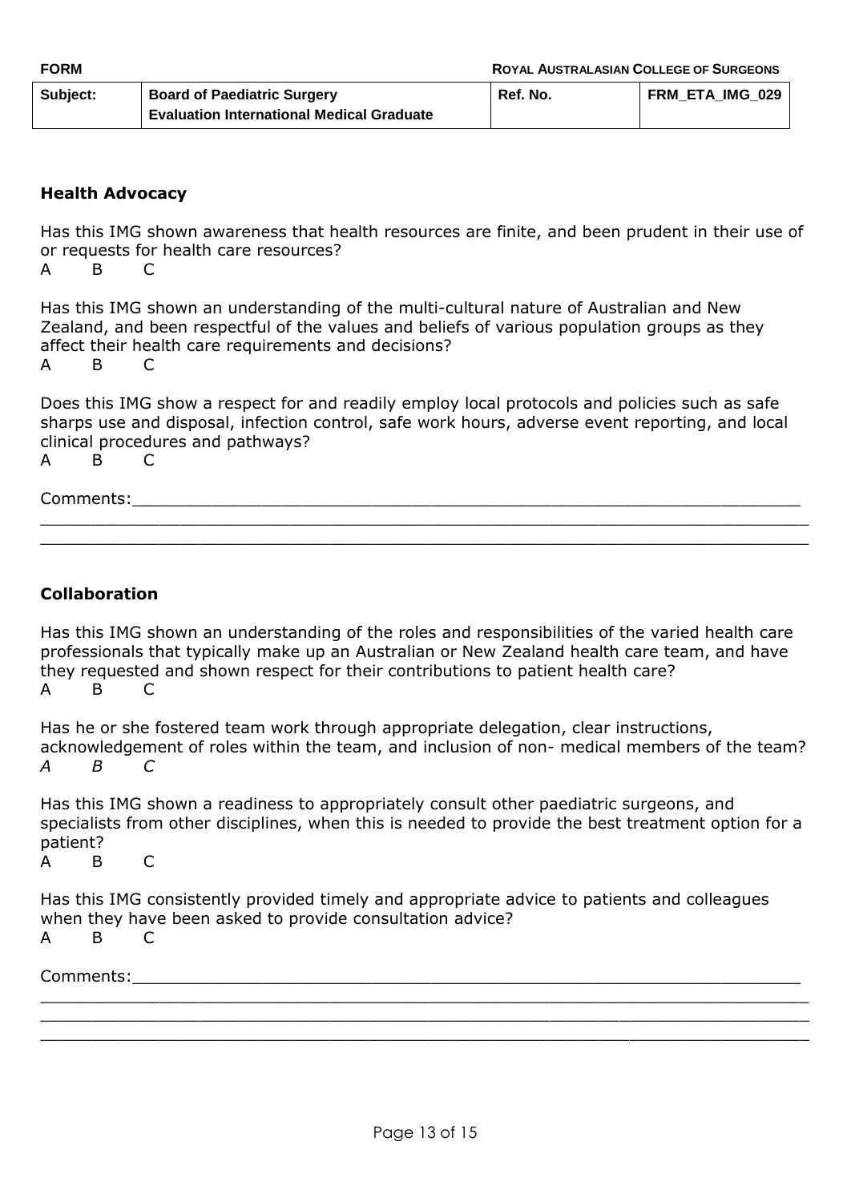## Health Advocacy

Has this IMG shown awareness that health resources are finite, and been prudent in their use of or requests for health care resources?

A B C

Has this IMG shown an understanding of the multi-cultural nature of Australian and New Zealand, and been respectful of the values and beliefs of various population groups as they affect their health care requirements and decisions?

A B C

Does this IMG show a respect for and readily employ local protocols and policies such as safe sharps use and disposal, infection control, safe work hours, adverse event reporting, and local clinical procedures and pathways?

A B C

Comments:\_\_\_\_\_\_\_\_\_\_\_\_\_\_\_\_\_\_\_\_\_\_\_\_\_\_\_\_\_\_\_\_\_\_\_\_\_\_\_\_\_\_\_\_\_\_\_\_\_\_\_\_\_\_\_\_\_\_\_\_\_\_\_\_\_\_

\_\_\_\_\_\_\_\_\_\_\_\_\_\_\_\_\_\_\_\_\_\_\_\_\_\_\_\_\_\_\_\_\_\_\_\_\_\_\_\_\_\_\_\_\_\_\_\_\_\_\_\_\_\_\_\_\_\_\_\_\_\_\_\_\_\_\_\_\_\_\_\_\_\_\_\_\_

\_\_\_\_\_\_\_\_\_\_\_\_\_\_\_\_\_\_\_\_\_\_\_\_\_\_\_\_\_\_\_\_\_\_\_\_\_\_\_\_\_\_\_\_\_\_\_\_\_\_\_\_\_\_\_\_\_\_\_\_\_\_\_\_\_\_\_\_\_\_\_\_\_\_\_\_\_

## Collaboration

Has this IMG shown an understanding of the roles and responsibilities of the varied health care professionals that typically make up an Australian or New Zealand health care team, and have they requested and shown respect for their contributions to patient health care?

A B C

Has he or she fostered team work through appropriate delegation, clear instructions, acknowledgement of roles within the team, and inclusion of non- medical members of the team?

*A B C*

Has this IMG shown a readiness to appropriately consult other paediatric surgeons, and specialists from other disciplines, when this is needed to provide the best treatment option for a patient?

A B C

Has this IMG consistently provided timely and appropriate advice to patients and colleagues when they have been asked to provide consultation advice?

A B C

Comments:\_\_\_\_\_\_\_\_\_\_\_\_\_\_\_\_\_\_\_\_\_\_\_\_\_\_\_\_\_\_\_\_\_\_\_\_\_\_\_\_\_\_\_\_\_\_\_\_\_\_\_\_\_\_\_\_\_\_\_\_\_\_\_\_\_\_

\_\_\_\_\_\_\_\_\_\_\_\_\_\_\_\_\_\_\_\_\_\_\_\_\_\_\_\_\_\_\_\_\_\_\_\_\_\_\_\_\_\_\_\_\_\_\_\_\_\_\_\_\_\_\_\_\_\_\_\_\_\_\_\_\_\_\_\_\_\_\_\_\_\_\_\_\_

\_\_\_\_\_\_\_\_\_\_\_\_\_\_\_\_\_\_\_\_\_\_\_\_\_\_\_\_\_\_\_\_\_\_\_\_\_\_\_\_\_\_\_\_\_\_\_\_\_\_\_\_\_\_\_\_\_\_\_\_\_\_\_\_\_\_\_\_\_\_\_\_\_\_\_\_\_

\_\_\_\_\_\_\_\_\_\_\_\_\_\_\_\_\_\_\_\_\_\_\_\_\_\_\_\_\_\_\_\_\_\_\_\_\_\_\_\_\_\_\_\_\_\_\_\_\_\_\_\_\_\_\_\_\_\_\_\_\_\_\_\_\_\_\_\_\_\_\_\_\_\_\_\_\_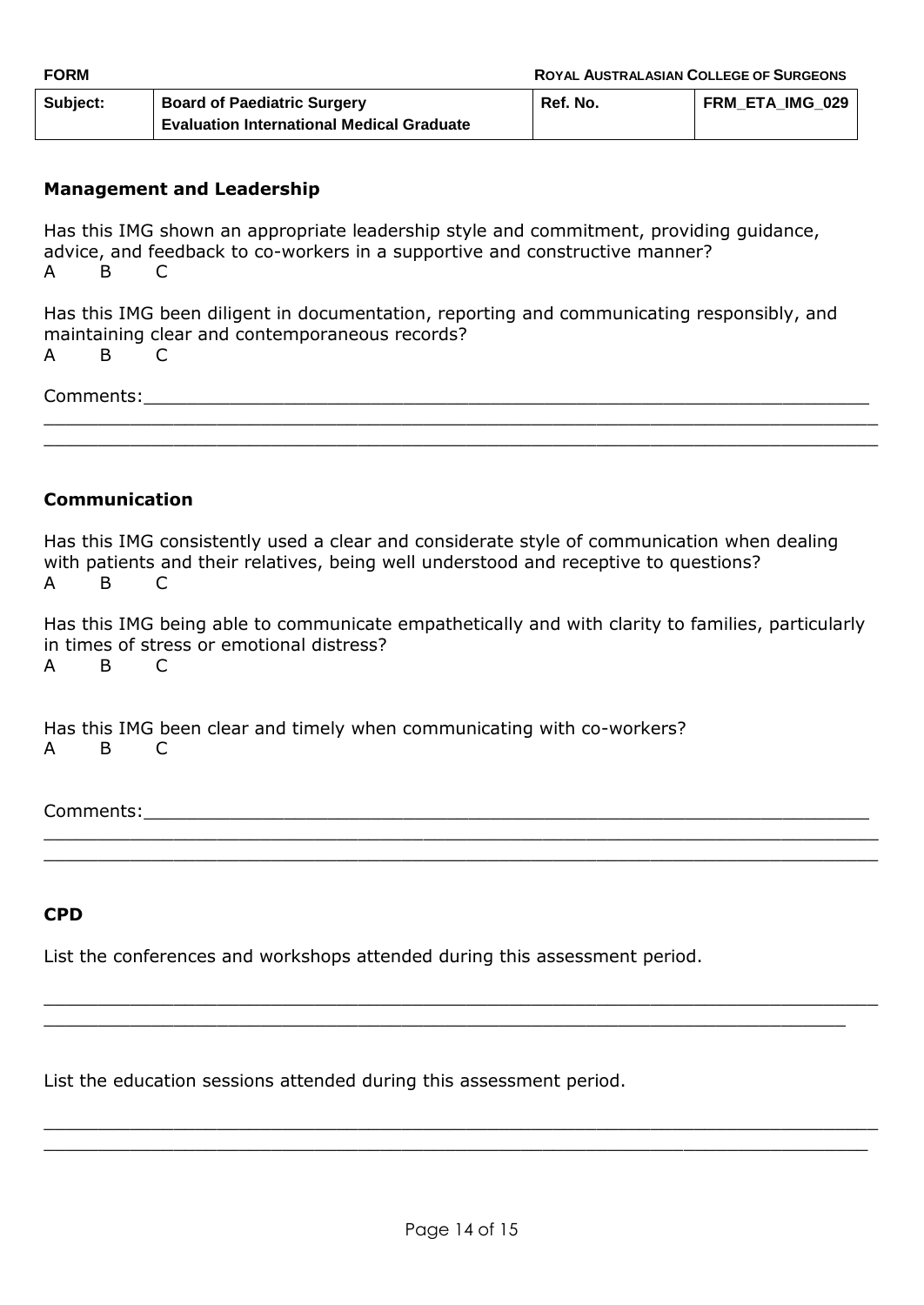| Subject: | Board of Paediatric Surgery<br>Evaluation International Medical Graduate | Ref. No. | FRM_ETA_IMG_029 |
|---|---|---|---|

## Management and Leadership

Has this IMG shown an appropriate leadership style and commitment, providing guidance, advice, and feedback to co-workers in a supportive and constructive manner?

A B C

Has this IMG been diligent in documentation, reporting and communicating responsibly, and maintaining clear and contemporaneous records?

A B C

Comments:_______________________________________________________________________

___________________________________________________________________________________

___________________________________________________________________________________

## Communication

Has this IMG consistently used a clear and considerate style of communication when dealing with patients and their relatives, being well understood and receptive to questions?

A B C

Has this IMG being able to communicate empathetically and with clarity to families, particularly in times of stress or emotional distress?

A B C

Has this IMG been clear and timely when communicating with co-workers?

A B C

Comments:_______________________________________________________________________

___________________________________________________________________________________

___________________________________________________________________________________

## CPD

List the conferences and workshops attended during this assessment period.

___________________________________________________________________________________

___________________________________________________________________________________

List the education sessions attended during this assessment period.

___________________________________________________________________________________

___________________________________________________________________________________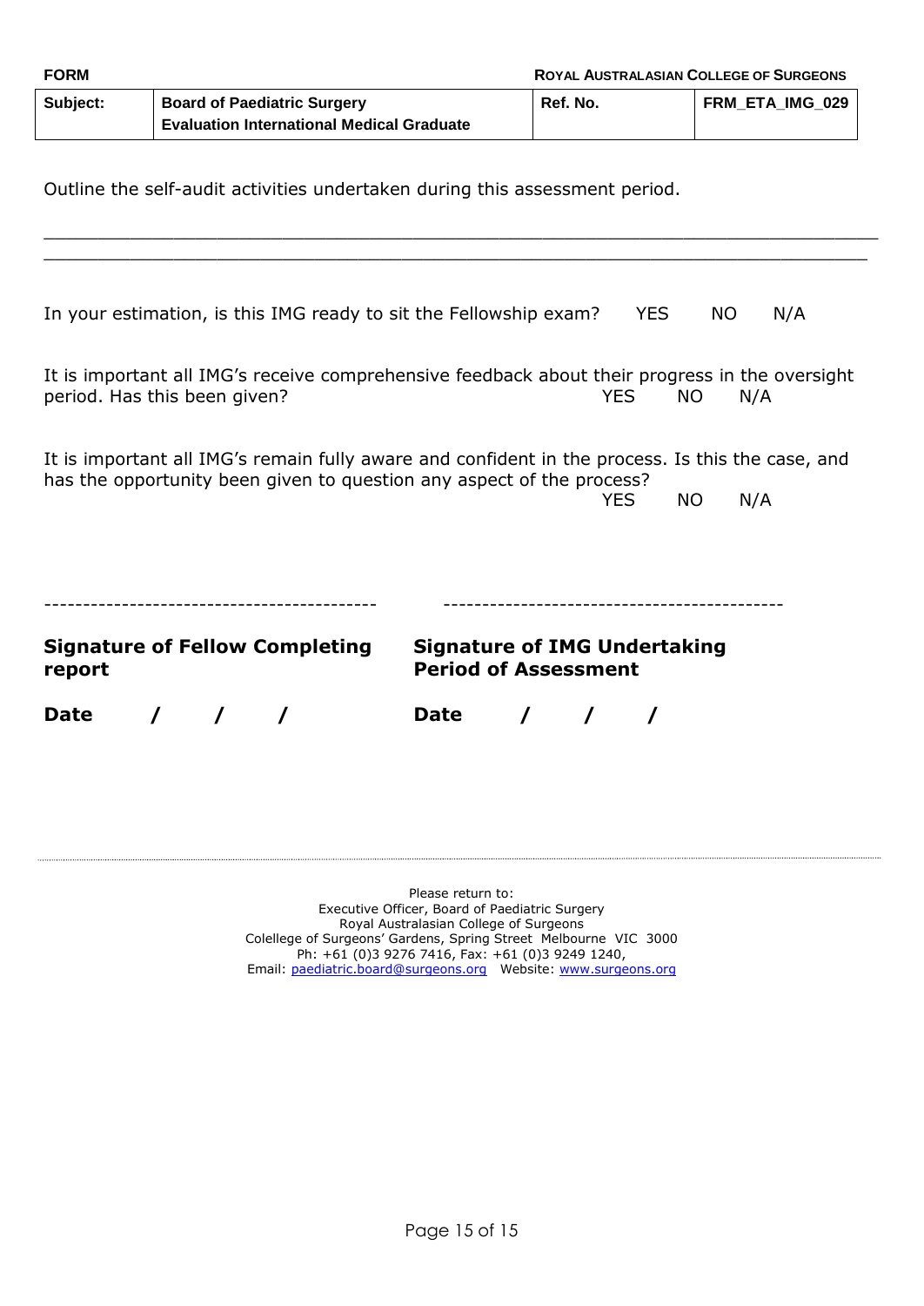Outline the self-audit activities undertaken during this assessment period.

\_\_\_\_\_\_\_\_\_\_\_\_\_\_\_\_\_\_\_\_\_\_\_\_\_\_\_\_\_\_\_\_\_\_\_\_\_\_\_\_\_\_\_\_\_\_\_\_\_\_\_\_\_\_\_\_\_\_\_\_\_\_\_\_\_\_\_\_\_\_\_\_\_\_\_\_

\_\_\_\_\_\_\_\_\_\_\_\_\_\_\_\_\_\_\_\_\_\_\_\_\_\_\_\_\_\_\_\_\_\_\_\_\_\_\_\_\_\_\_\_\_\_\_\_\_\_\_\_\_\_\_\_\_\_\_\_\_\_\_\_\_\_\_\_\_\_\_\_\_\_\_\_

In your estimation, is this IMG ready to sit the Fellowship exam? YES NO N/A

It is important all IMG's receive comprehensive feedback about their progress in the oversight period. Has this been given? YES NO N/A

It is important all IMG's remain fully aware and confident in the process. Is this the case, and has the opportunity been given to question any aspect of the process? YES NO N/A

------------------------------------------ ------------------------------------------

**Signature of Fellow Completing report**

**Date / / /**

**Signature of IMG Undertaking Period of Assessment**

**Date / / /**

Please return to:
Executive Officer, Board of Paediatric Surgery
Royal Australasian College of Surgeons
Colellege of Surgeons' Gardens, Spring Street Melbourne VIC 3000
Ph: +61 (0)3 9276 7416, Fax: +61 (0)3 9249 1240,
Email: paediatric.board@surgeons.org Website: www.surgeons.org